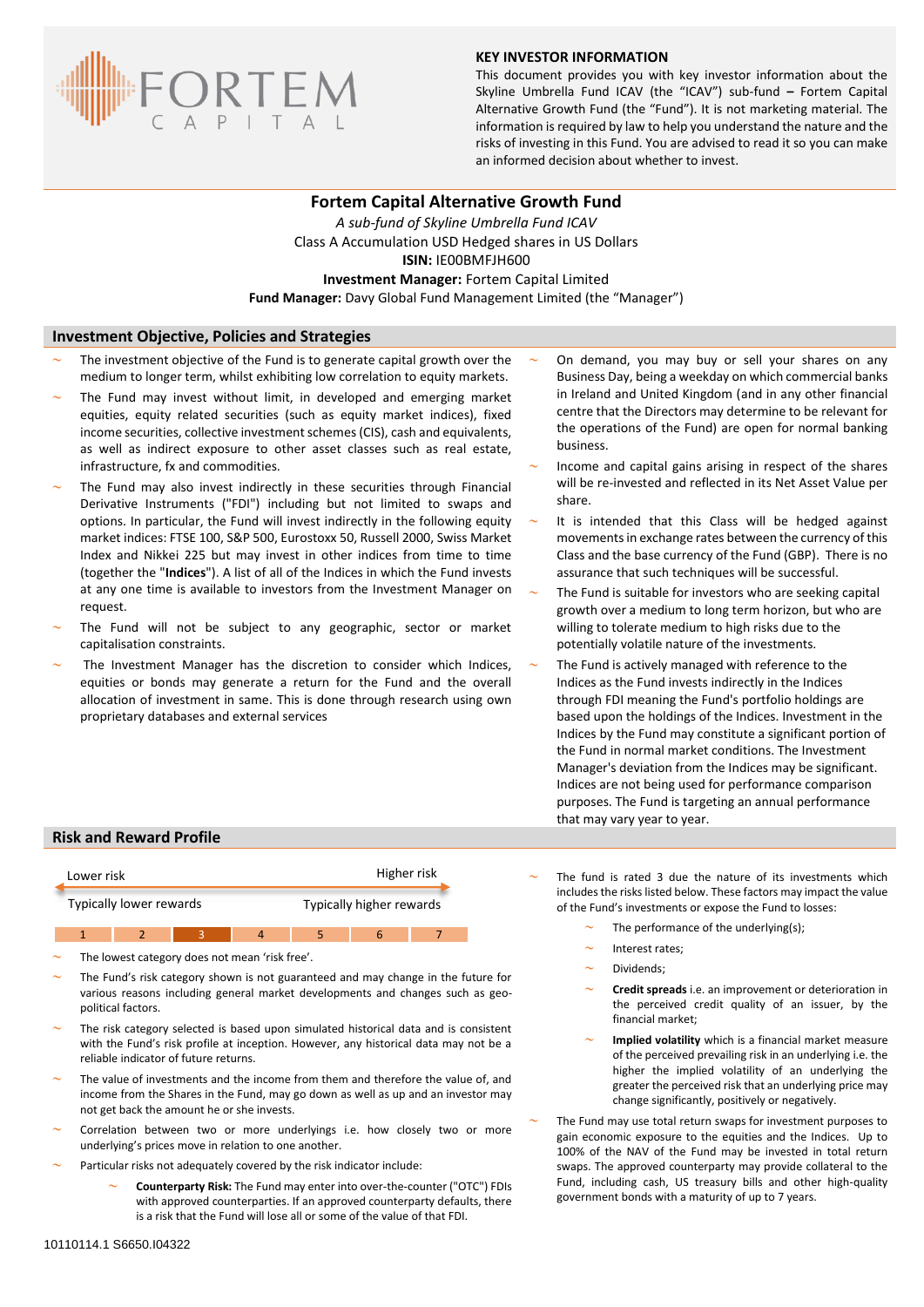**KEY INVESTOR INFORMATION**

This document provides you with key investor information about the Skyline Umbrella Fund ICAV (the "ICAV") sub-fund – Fortem Capital Alternative Growth Fund (the "Fund"). It is not marketing material. The information is required by law to help you understand the nature and the risks of investing in this Fund. You are advised to read it so you can make an informed decision about whether to invest.

# Fortem Capital Alternative Growth Fund

*A sub-fund of Skyline Umbrella Fund ICAV*

Class A Accumulation USD Hedged shares in US Dollars

**ISIN:** IE00BMFJH600

**Investment Manager:** Fortem Capital Limited

**Fund Manager:** Davy Global Fund Management Limited (the "Manager")

## Investment Objective, Policies and Strategies

- The investment objective of the Fund is to generate capital growth over the medium to longer term, whilst exhibiting low correlation to equity markets.
- The Fund may invest without limit, in developed and emerging market equities, equity related securities (such as equity market indices), fixed income securities, collective investment schemes (CIS), cash and equivalents, as well as indirect exposure to other asset classes such as real estate, infrastructure, fx and commodities.
- The Fund may also invest indirectly in these securities through Financial Derivative Instruments ("FDI") including but not limited to swaps and options. In particular, the Fund will invest indirectly in the following equity market indices: FTSE 100, S&P 500, Eurostoxx 50, Russell 2000, Swiss Market Index and Nikkei 225 but may invest in other indices from time to time (together the "**Indices**"). A list of all of the Indices in which the Fund invests at any one time is available to investors from the Investment Manager on request.
- The Fund will not be subject to any geographic, sector or market capitalisation constraints.
- The Investment Manager has the discretion to consider which Indices, equities or bonds may generate a return for the Fund and the overall allocation of investment in same. This is done through research using own proprietary databases and external services
- On demand, you may buy or sell your shares on any Business Day, being a weekday on which commercial banks in Ireland and United Kingdom (and in any other financial centre that the Directors may determine to be relevant for the operations of the Fund) are open for normal banking business.
- Income and capital gains arising in respect of the shares will be re-invested and reflected in its Net Asset Value per share.
- It is intended that this Class will be hedged against movements in exchange rates between the currency of this Class and the base currency of the Fund (GBP). There is no assurance that such techniques will be successful.
- The Fund is suitable for investors who are seeking capital growth over a medium to long term horizon, but who are willing to tolerate medium to high risks due to the potentially volatile nature of the investments.
- The Fund is actively managed with reference to the Indices as the Fund invests indirectly in the Indices through FDI meaning the Fund's portfolio holdings are based upon the holdings of the Indices. Investment in the Indices by the Fund may constitute a significant portion of the Fund in normal market conditions. The Investment Manager's deviation from the Indices may be significant. Indices are not being used for performance comparison purposes. The Fund is targeting an annual performance that may vary year to year.

## Risk and Reward Profile

| Lower risk | | | | | | Higher risk |
|---|---|---|---|---|---|---|
| Typically lower rewards | | | | | | Typically higher rewards |
| 1 | 2 | **3** | 4 | 5 | 6 | 7 |

- The lowest category does not mean 'risk free'.
- The Fund's risk category shown is not guaranteed and may change in the future for various reasons including general market developments and changes such as geo-political factors.
- The risk category selected is based upon simulated historical data and is consistent with the Fund's risk profile at inception. However, any historical data may not be a reliable indicator of future returns.
- The value of investments and the income from them and therefore the value of, and income from the Shares in the Fund, may go down as well as up and an investor may not get back the amount he or she invests.
- Correlation between two or more underlyings i.e. how closely two or more underlying's prices move in relation to one another.
- Particular risks not adequately covered by the risk indicator include:
  - **Counterparty Risk:** The Fund may enter into over-the-counter ("OTC") FDIs with approved counterparties. If an approved counterparty defaults, there is a risk that the Fund will lose all or some of the value of that FDI.
- The fund is rated 3 due the nature of its investments which includes the risks listed below. These factors may impact the value of the Fund's investments or expose the Fund to losses:
  - The performance of the underlying(s);
  - Interest rates;
  - Dividends;
  - **Credit spreads** i.e. an improvement or deterioration in the perceived credit quality of an issuer, by the financial market;
  - **Implied volatility** which is a financial market measure of the perceived prevailing risk in an underlying i.e. the higher the implied volatility of an underlying the greater the perceived risk that an underlying price may change significantly, positively or negatively.
- The Fund may use total return swaps for investment purposes to gain economic exposure to the equities and the Indices. Up to 100% of the NAV of the Fund may be invested in total return swaps. The approved counterparty may provide collateral to the Fund, including cash, US treasury bills and other high-quality government bonds with a maturity of up to 7 years.

10110114.1 S6650.I04322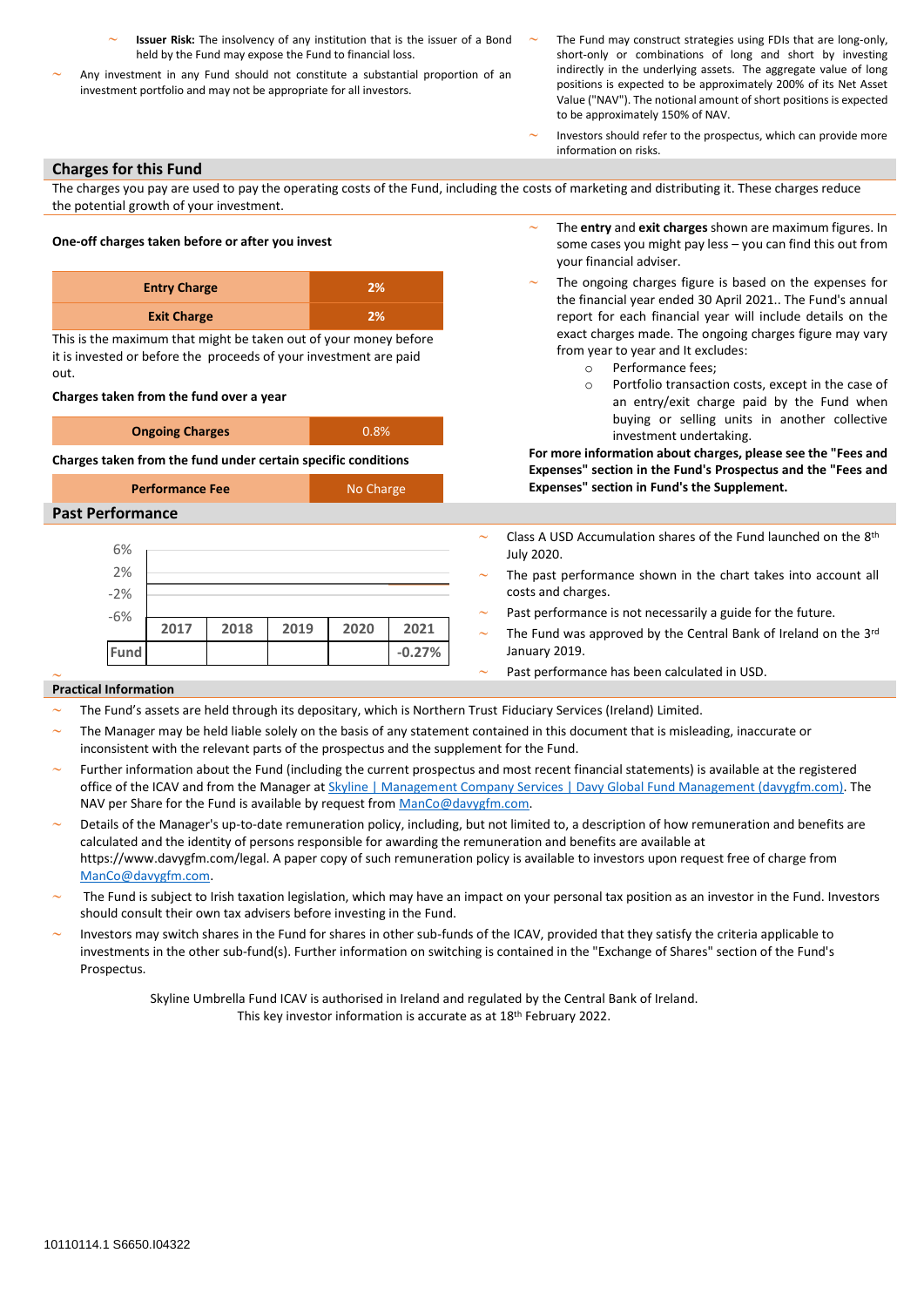- **Issuer Risk:** The insolvency of any institution that is the issuer of a Bond held by the Fund may expose the Fund to financial loss.
- Any investment in any Fund should not constitute a substantial proportion of an investment portfolio and may not be appropriate for all investors.
- The Fund may construct strategies using FDIs that are long-only, short-only or combinations of long and short by investing indirectly in the underlying assets. The aggregate value of long positions is expected to be approximately 200% of its Net Asset Value ("NAV"). The notional amount of short positions is expected to be approximately 150% of NAV.
- Investors should refer to the prospectus, which can provide more information on risks.

## Charges for this Fund

The charges you pay are used to pay the operating costs of the Fund, including the costs of marketing and distributing it. These charges reduce the potential growth of your investment.

**One-off charges taken before or after you invest**

| | |
|---|---|
| **Entry Charge** | **2%** |
| **Exit Charge** | **2%** |

This is the maximum that might be taken out of your money before it is invested or before the proceeds of your investment are paid out.

**Charges taken from the fund over a year**

| | |
|---|---|
| **Ongoing Charges** | 0.8% |

**Charges taken from the fund under certain specific conditions**

| | |
|---|---|
| **Performance Fee** | No Charge |

- The **entry** and **exit charges** shown are maximum figures. In some cases you might pay less – you can find this out from your financial adviser.
- The ongoing charges figure is based on the expenses for the financial year ended 30 April 2021.. The Fund's annual report for each financial year will include details on the exact charges made. The ongoing charges figure may vary from year to year and It excludes:
  - Performance fees;
  - Portfolio transaction costs, except in the case of an entry/exit charge paid by the Fund when buying or selling units in another collective investment undertaking.

**For more information about charges, please see the "Fees and Expenses" section in the Fund's Prospectus and the "Fees and Expenses" section in Fund's the Supplement.**

## Past Performance

6%
2%
-2%
-6%

2017 2018 2019 2020 2021
Fund -0.27%

- Class A USD Accumulation shares of the Fund launched on the 8th July 2020.
- The past performance shown in the chart takes into account all costs and charges.
- Past performance is not necessarily a guide for the future.
- The Fund was approved by the Central Bank of Ireland on the 3rd January 2019.
- Past performance has been calculated in USD.

## Practical Information

- The Fund's assets are held through its depositary, which is Northern Trust Fiduciary Services (Ireland) Limited.
- The Manager may be held liable solely on the basis of any statement contained in this document that is misleading, inaccurate or inconsistent with the relevant parts of the prospectus and the supplement for the Fund.
- Further information about the Fund (including the current prospectus and most recent financial statements) is available at the registered office of the ICAV and from the Manager at Skyline | Management Company Services | Davy Global Fund Management (davygfm.com). The NAV per Share for the Fund is available by request from ManCo@davygfm.com.
- Details of the Manager's up-to-date remuneration policy, including, but not limited to, a description of how remuneration and benefits are calculated and the identity of persons responsible for awarding the remuneration and benefits are available at https://www.davygfm.com/legal. A paper copy of such remuneration policy is available to investors upon request free of charge from ManCo@davygfm.com.
- The Fund is subject to Irish taxation legislation, which may have an impact on your personal tax position as an investor in the Fund. Investors should consult their own tax advisers before investing in the Fund.
- Investors may switch shares in the Fund for shares in other sub-funds of the ICAV, provided that they satisfy the criteria applicable to investments in the other sub-fund(s). Further information on switching is contained in the "Exchange of Shares" section of the Fund's Prospectus.

Skyline Umbrella Fund ICAV is authorised in Ireland and regulated by the Central Bank of Ireland.
This key investor information is accurate as at 18th February 2022.

10110114.1 S6650.I04322